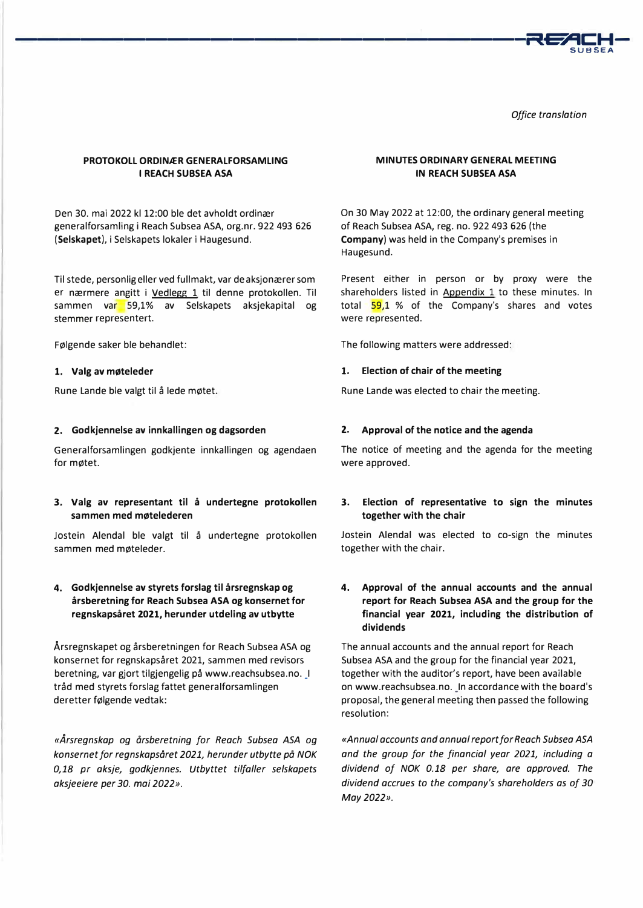*Office translation*

**PROTOKOLL ORDINÆR GENERALFORSAMLING I REACH SUBSEA ASA**

Den 30. mai 2022 kl 12:00 ble det avholdt ordinær generalforsamling i Reach Subsea ASA, org.nr. 922 493 626 (**Selskapet**), i Selskapets lokaler i Haugesund.

Til stede, personlig eller ved fullmakt, var de aksjonærer som er nærmere angitt i Vedlegg 1 til denne protokollen. Til sammen var 59,1% av Selskapets aksjekapital og stemmer representert.

Følgende saker ble behandlet:

**1. Valg av møteleder**

Rune Lande ble valgt til å lede møtet.

**2. Godkjennelse av innkallingen og dagsorden**

Generalforsamlingen godkjente innkallingen og agendaen for møtet.

**3. Valg av representant til å undertegne protokollen sammen med møtelederen**

Jostein Alendal ble valgt til å undertegne protokollen sammen med møteleder.

**4. Godkjennelse av styrets forslag til årsregnskap og årsberetning for Reach Subsea ASA og konsernet for regnskapsåret 2021, herunder utdeling av utbytte**

Årsregnskapet og årsberetningen for Reach Subsea ASA og konsernet for regnskapsåret 2021, sammen med revisors beretning, var gjort tilgjengelig på www.reachsubsea.no. I tråd med styrets forslag fattet generalforsamlingen deretter følgende vedtak:

*«Årsregnskap og årsberetning for Reach Subsea ASA og konsernet for regnskapsåret 2021, herunder utbytte på NOK 0,18 pr aksje, godkjennes. Utbyttet tilfaller selskapets aksjeeiere per 30. mai 2022».*

**MINUTES ORDINARY GENERAL MEETING IN REACH SUBSEA ASA**

On 30 May 2022 at 12:00, the ordinary general meeting of Reach Subsea ASA, reg. no. 922 493 626 (the **Company**) was held in the Company's premises in Haugesund.

Present either in person or by proxy were the shareholders listed in Appendix 1 to these minutes. In total 59,1 % of the Company's shares and votes were represented.

The following matters were addressed:

**1. Election of chair of the meeting**

Rune Lande was elected to chair the meeting.

**2. Approval of the notice and the agenda**

The notice of meeting and the agenda for the meeting were approved.

**3. Election of representative to sign the minutes together with the chair**

Jostein Alendal was elected to co-sign the minutes together with the chair.

**4. Approval of the annual accounts and the annual report for Reach Subsea ASA and the group for the financial year 2021, including the distribution of dividends**

The annual accounts and the annual report for Reach Subsea ASA and the group for the financial year 2021, together with the auditor's report, have been available on www.reachsubsea.no. In accordance with the board's proposal, the general meeting then passed the following resolution:

*«Annual accounts and annual report for Reach Subsea ASA and the group for the financial year 2021, including a dividend of NOK 0.18 per share, are approved. The dividend accrues to the company's shareholders as of 30 May 2022».*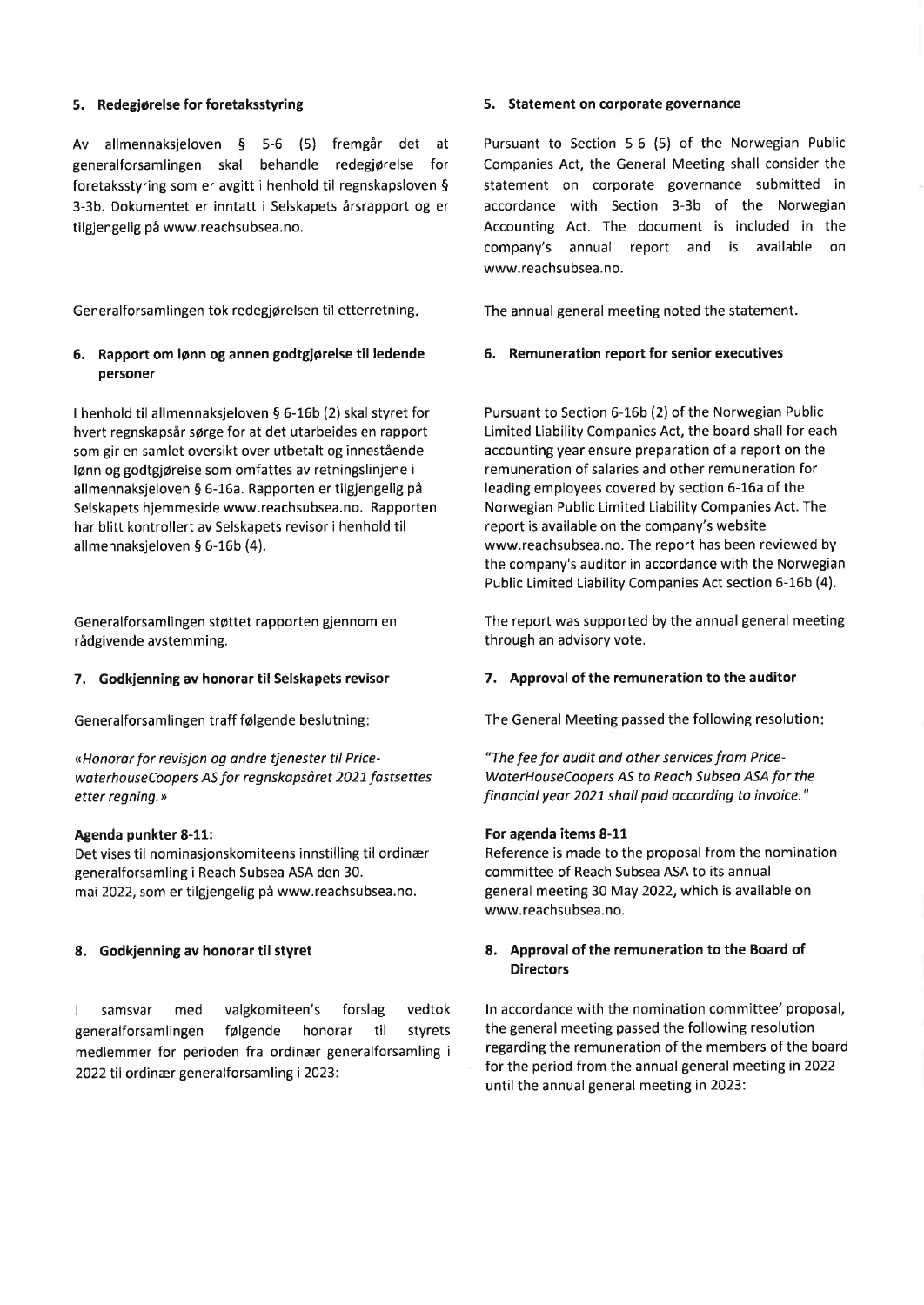### 5. Redegjørelse for foretaksstyring

Av allmennaksjeloven § 5-6 (5) fremgår det at generalforsamlingen skal behandle redegjørelse for foretaksstyring som er avgitt i henhold til regnskapsloven § 3-3b. Dokumentet er inntatt i Selskapets årsrapport og er tilgjengelig på www.reachsubsea.no.

Generalforsamlingen tok redegjørelsen til etterretning.

### 5. Statement on corporate governance

Pursuant to Section 5-6 (5) of the Norwegian Public Companies Act, the General Meeting shall consider the statement on corporate governance submitted in accordance with Section 3-3b of the Norwegian Accounting Act. The document is included in the company's annual report and is available on www.reachsubsea.no.

The annual general meeting noted the statement.

### 6. Rapport om lønn og annen godtgjørelse til ledende personer

I henhold til allmennaksjeloven § 6-16b (2) skal styret for hvert regnskapsår sørge for at det utarbeides en rapport som gir en samlet oversikt over utbetalt og innestående lønn og godtgjørelse som omfattes av retningslinjene i allmennaksjeloven § 6-16a. Rapporten er tilgjengelig på Selskapets hjemmeside www.reachsubsea.no. Rapporten har blitt kontrollert av Selskapets revisor i henhold til allmennaksjeloven § 6-16b (4).

Generalforsamlingen støttet rapporten gjennom en rådgivende avstemming.

### 6. Remuneration report for senior executives

Pursuant to Section 6-16b (2) of the Norwegian Public Limited Liability Companies Act, the board shall for each accounting year ensure preparation of a report on the remuneration of salaries and other remuneration for leading employees covered by section 6-16a of the Norwegian Public Limited Liability Companies Act. The report is available on the company's website www.reachsubsea.no. The report has been reviewed by the company's auditor in accordance with the Norwegian Public Limited Liability Companies Act section 6-16b (4).

The report was supported by the annual general meeting through an advisory vote.

### 7. Godkjenning av honorar til Selskapets revisor

Generalforsamlingen traff følgende beslutning:

*«Honorar for revisjon og andre tjenester til PricewaterhouseCoopers AS for regnskapsåret 2021 fastsettes etter regning.»*

### 7. Approval of the remuneration to the auditor

The General Meeting passed the following resolution:

*"The fee for audit and other services from PriceWaterHouseCoopers AS to Reach Subsea ASA for the financial year 2021 shall paid according to invoice."*

**Agenda punkter 8-11:**
Det vises til nominasjonskomiteens innstilling til ordinær generalforsamling i Reach Subsea ASA den 30. mai 2022, som er tilgjengelig på www.reachsubsea.no.

**For agenda items 8-11**
Reference is made to the proposal from the nomination committee of Reach Subsea ASA to its annual general meeting 30 May 2022, which is available on www.reachsubsea.no.

### 8. Godkjenning av honorar til styret

I samsvar med valgkomiteen's forslag vedtok generalforsamlingen følgende honorar til styrets medlemmer for perioden fra ordinær generalforsamling i 2022 til ordinær generalforsamling i 2023:

### 8. Approval of the remuneration to the Board of Directors

In accordance with the nomination committee' proposal, the general meeting passed the following resolution regarding the remuneration of the members of the board for the period from the annual general meeting in 2022 until the annual general meeting in 2023: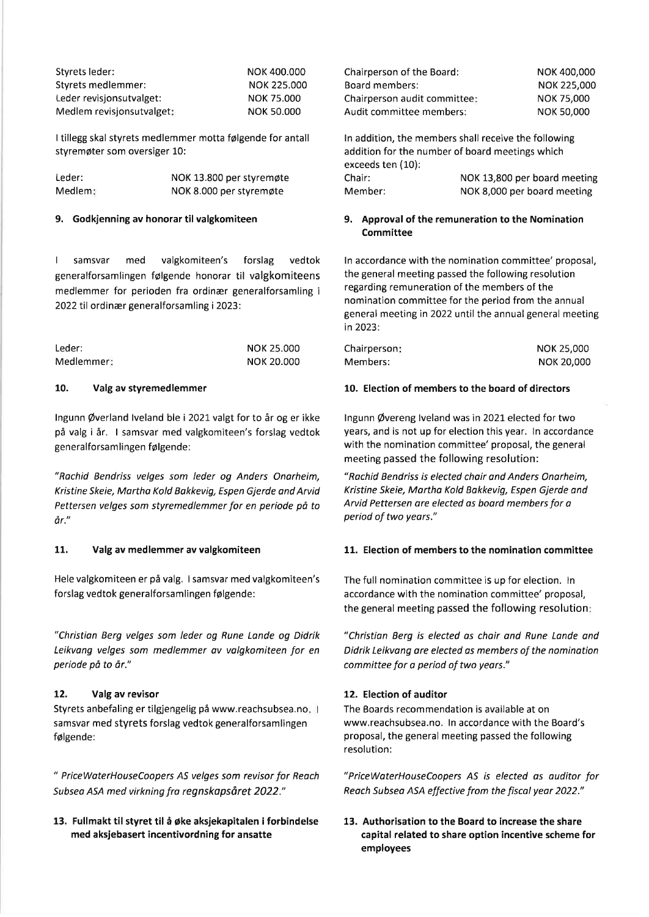| Styrets leder: | NOK 400.000 |
|---|---|
| Styrets medlemmer: | NOK 225.000 |
| Leder revisjonsutvalget: | NOK 75.000 |
| Medlem revisjonsutvalget: | NOK 50.000 |

I tillegg skal styrets medlemmer motta følgende for antall styremøter som oversiger 10:

| Leder: | NOK 13.800 per styremøte |
|---|---|
| Medlem: | NOK 8.000 per styremøte |

## 9. Godkjenning av honorar til valgkomiteen

I samsvar med valgkomiteen's forslag vedtok generalforsamlingen følgende honorar til valgkomiteens medlemmer for perioden fra ordinær generalforsamling i 2022 til ordinær generalforsamling i 2023:

| Leder: | NOK 25.000 |
|---|---|
| Medlemmer: | NOK 20.000 |

## 10. Valg av styremedlemmer

Ingunn Øverland Iveland ble i 2021 valgt for to år og er ikke på valg i år. I samsvar med valgkomiteen's forslag vedtok generalforsamlingen følgende:

*"Rachid Bendriss velges som leder og Anders Onarheim, Kristine Skeie, Martha Kold Bakkevig, Espen Gjerde and Arvid Pettersen velges som styremedlemmer for en periode på to år."*

## 11. Valg av medlemmer av valgkomiteen

Hele valgkomiteen er på valg. I samsvar med valgkomiteen's forslag vedtok generalforsamlingen følgende:

*"Christian Berg velges som leder og Rune Lande og Didrik Leikvang velges som medlemmer av valgkomiteen for en periode på to år."*

## 12. Valg av revisor

Styrets anbefaling er tilgjengelig på www.reachsubsea.no. I samsvar med styrets forslag vedtok generalforsamlingen følgende:

*" PriceWaterHouseCoopers AS velges som revisor for Reach Subsea ASA med virkning fra regnskapsåret 2022."*

## 13. Fullmakt til styret til å øke aksjekapitalen i forbindelse med aksjebasert incentivordning for ansatte

| Chairperson of the Board: | NOK 400,000 |
|---|---|
| Board members: | NOK 225,000 |
| Chairperson audit committee: | NOK 75,000 |
| Audit committee members: | NOK 50,000 |

In addition, the members shall receive the following addition for the number of board meetings which exceeds ten (10):

| Chair: | NOK 13,800 per board meeting |
|---|---|
| Member: | NOK 8,000 per board meeting |

## 9. Approval of the remuneration to the Nomination Committee

In accordance with the nomination committee' proposal, the general meeting passed the following resolution regarding remuneration of the members of the nomination committee for the period from the annual general meeting in 2022 until the annual general meeting in 2023:

| Chairperson: | NOK 25,000 |
|---|---|
| Members: | NOK 20,000 |

## 10. Election of members to the board of directors

Ingunn Øvereng Iveland was in 2021 elected for two years, and is not up for election this year. In accordance with the nomination committee' proposal, the general meeting passed the following resolution:

*"Rachid Bendriss is elected chair and Anders Onarheim, Kristine Skeie, Martha Kold Bakkevig, Espen Gjerde and Arvid Pettersen are elected as board members for a period of two years."*

## 11. Election of members to the nomination committee

The full nomination committee is up for election. In accordance with the nomination committee' proposal, the general meeting passed the following resolution:

*"Christian Berg is elected as chair and Rune Lande and Didrik Leikvang are elected as members of the nomination committee for a period of two years."*

## 12. Election of auditor

The Boards recommendation is available at on www.reachsubsea.no. In accordance with the Board's proposal, the general meeting passed the following resolution:

*"PriceWaterHouseCoopers AS is elected as auditor for Reach Subsea ASA effective from the fiscal year 2022."*

## 13. Authorisation to the Board to increase the share capital related to share option incentive scheme for employees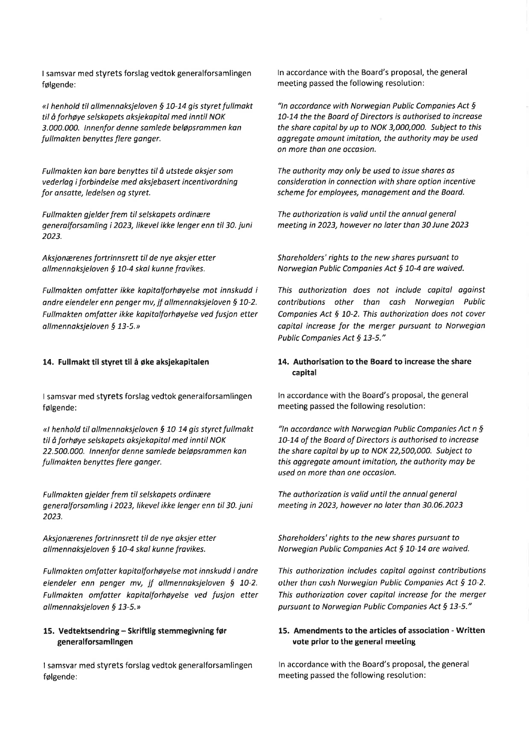I samsvar med styrets forslag vedtok generalforsamlingen følgende:

*«I henhold til allmennaksjeloven § 10-14 gis styret fullmakt til å forhøye selskapets aksjekapital med inntil NOK 3.000.000. Innenfor denne samlede beløpsrammen kan fullmakten benyttes flere ganger.*

*Fullmakten kan bare benyttes til å utstede aksjer som vederlag i forbindelse med aksjebasert incentivordning for ansatte, ledelsen og styret.*

*Fullmakten gjelder frem til selskapets ordinære generalforsamling i 2023, likevel ikke lenger enn til 30. juni 2023.*

*Aksjonærenes fortrinnsrett til de nye aksjer etter allmennaksjeloven § 10-4 skal kunne fravikes.*

*Fullmakten omfatter ikke kapitalforhøyelse mot innskudd i andre eiendeler enn penger mv, jf allmennaksjeloven § 10-2. Fullmakten omfatter ikke kapitalforhøyelse ved fusjon etter allmennaksjeloven § 13-5.»*

In accordance with the Board's proposal, the general meeting passed the following resolution:

*"In accordance with Norwegian Public Companies Act § 10-14 the the Board of Directors is authorised to increase the share capital by up to NOK 3,000,000. Subject to this aggregate amount imitation, the authority may be used on more than one occasion.*

*The authority may only be used to issue shares as consideration in connection with share option incentive scheme for employees, management and the Board.*

*The authorization is valid until the annual general meeting in 2023, however no later than 30 June 2023*

*Shareholders' rights to the new shares pursuant to Norwegian Public Companies Act § 10-4 are waived.*

*This authorization does not include capital against contributions other than cash Norwegian Public Companies Act § 10-2. This authorization does not cover capital increase for the merger pursuant to Norwegian Public Companies Act § 13-5."*

## 14. Fullmakt til styret til å øke aksjekapitalen

I samsvar med styrets forslag vedtok generalforsamlingen følgende:

*«I henhold til allmennaksjeloven § 10-14 gis styret fullmakt til å forhøye selskapets aksjekapital med inntil NOK 22.500.000. Innenfor denne samlede beløpsrammen kan fullmakten benyttes flere ganger.*

*Fullmakten gjelder frem til selskapets ordinære generalforsamling i 2023, likevel ikke lenger enn til 30. juni 2023.*

*Aksjonærenes fortrinnsrett til de nye aksjer etter allmennaksjeloven § 10-4 skal kunne fravikes.*

*Fullmakten omfatter kapitalforhøyelse mot innskudd i andre eiendeler enn penger mv, jf allmennaksjeloven § 10-2. Fullmakten omfatter kapitalforhøyelse ved fusjon etter allmennaksjeloven § 13-5.»*

## 14. Authorisation to the Board to increase the share capital

In accordance with the Board's proposal, the general meeting passed the following resolution:

*"In accordance with Norwegian Public Companies Act n § 10-14 of the Board of Directors is authorised to increase the share capital by up to NOK 22,500,000. Subject to this aggregate amount imitation, the authority may be used on more than one occasion.*

*The authorization is valid until the annual general meeting in 2023, however no later than 30.06.2023*

*Shareholders' rights to the new shares pursuant to Norwegian Public Companies Act § 10-14 are waived.*

*This authorization includes capital against contributions other than cash Norwegian Public Companies Act § 10-2. This authorization cover capital increase for the merger pursuant to Norwegian Public Companies Act § 13-5."*

## 15. Vedtektsendring – Skriftlig stemmegivning før generalforsamlingen

I samsvar med styrets forslag vedtok generalforsamlingen følgende:

## 15. Amendments to the articles of association - Written vote prior to the general meeting

In accordance with the Board's proposal, the general meeting passed the following resolution: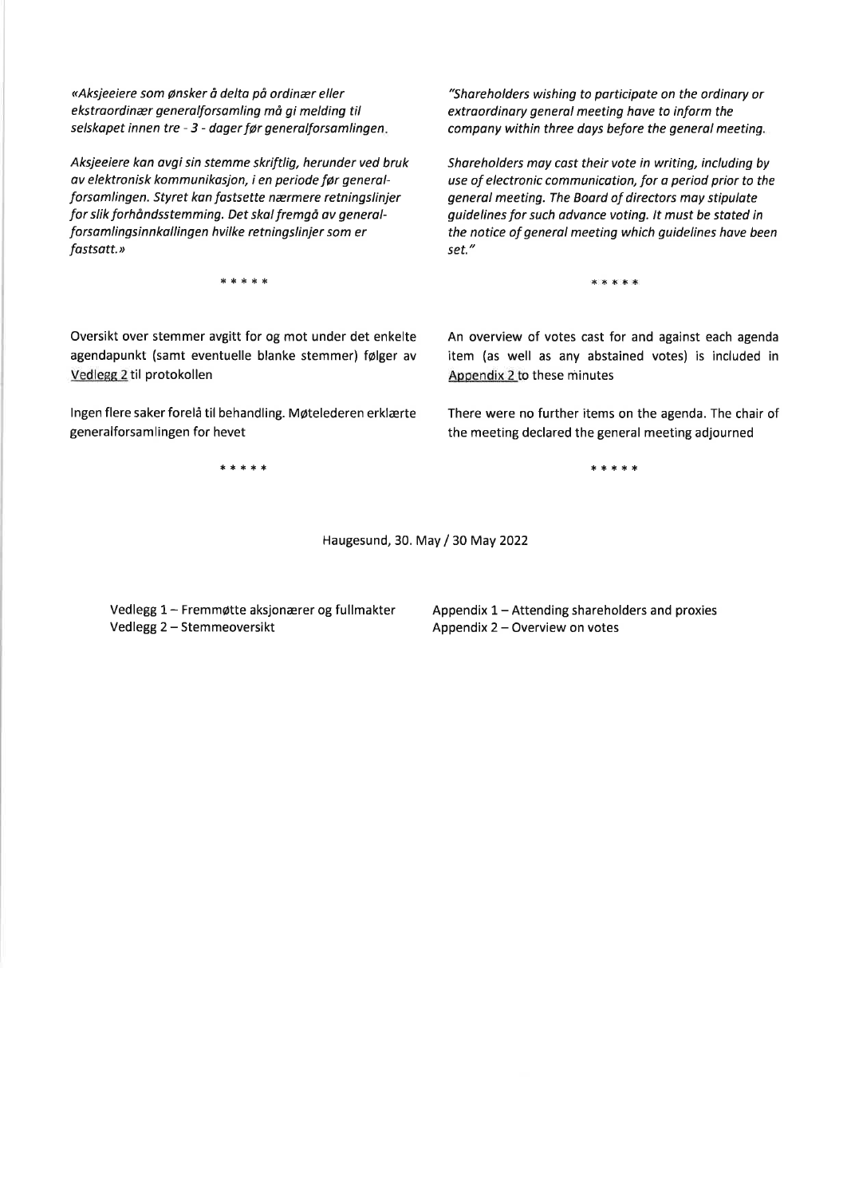*«Aksjeeiere som ønsker å delta på ordinær eller ekstraordinær generalforsamling må gi melding til selskapet innen tre - 3 - dager før generalforsamlingen.*

*Aksjeeiere kan avgi sin stemme skriftlig, herunder ved bruk av elektronisk kommunikasjon, i en periode før generalforsamlingen. Styret kan fastsette nærmere retningslinjer for slik forhåndsstemming. Det skal fremgå av generalforsamlingsinnkallingen hvilke retningslinjer som er fastsatt.»*

*"Shareholders wishing to participate on the ordinary or extraordinary general meeting have to inform the company within three days before the general meeting.*

*Shareholders may cast their vote in writing, including by use of electronic communication, for a period prior to the general meeting. The Board of directors may stipulate guidelines for such advance voting. It must be stated in the notice of general meeting which guidelines have been set."*

\* \* \* \* \*

Oversikt over stemmer avgitt for og mot under det enkelte agendapunkt (samt eventuelle blanke stemmer) følger av Vedlegg 2 til protokollen

An overview of votes cast for and against each agenda item (as well as any abstained votes) is included in Appendix 2 to these minutes

Ingen flere saker forelå til behandling. Møtelederen erklærte generalforsamlingen for hevet

There were no further items on the agenda. The chair of the meeting declared the general meeting adjourned

\* \* \* \* \*

Haugesund, 30. May / 30 May 2022

Vedlegg 1 – Fremmøtte aksjonærer og fullmakter
Vedlegg 2 – Stemmeoversikt

Appendix 1 – Attending shareholders and proxies
Appendix 2 – Overview on votes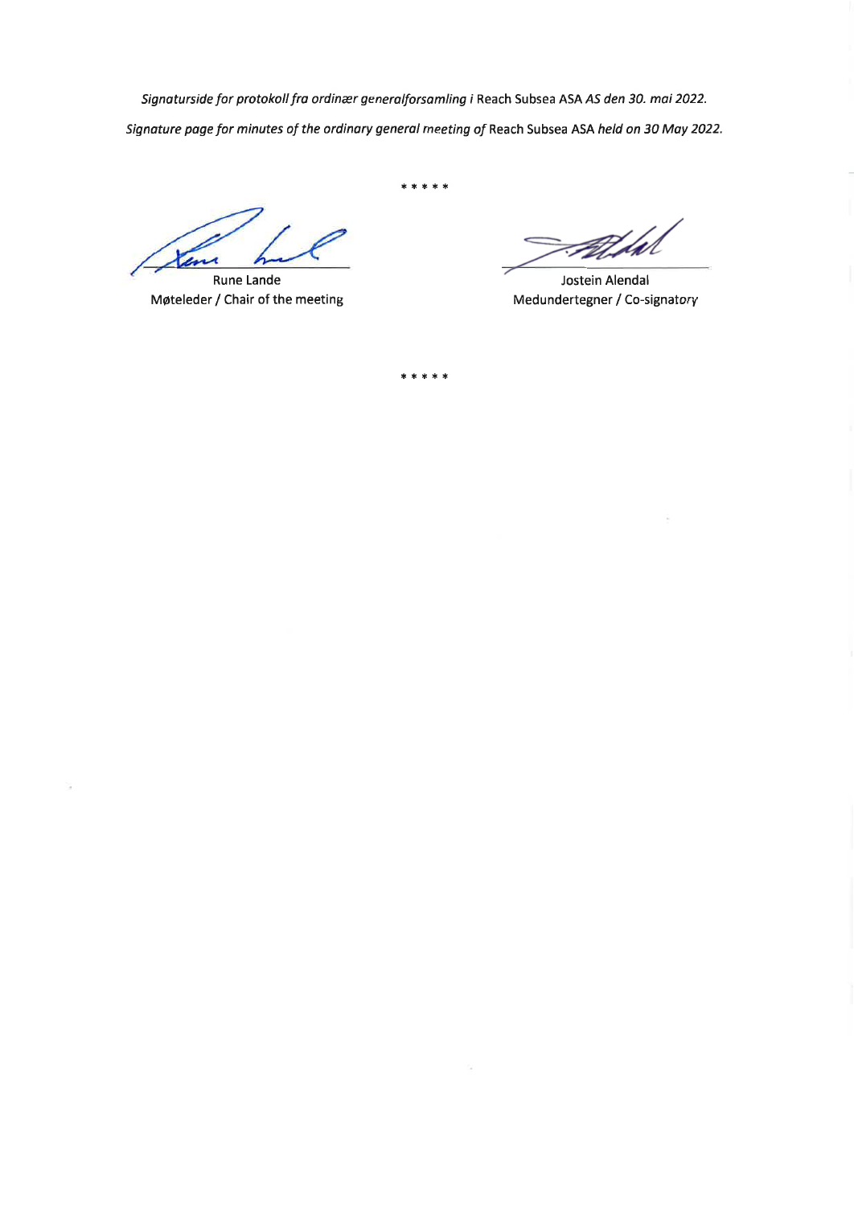*Signaturside for protokoll fra ordinær generalforsamling i* Reach Subsea ASA *AS den 30. mai 2022.*

*Signature page for minutes of the ordinary general meeting of* Reach Subsea ASA *held on 30 May 2022.*

\* \* \* \* \*

| | |
|---|---|
| Rune Lande | Jostein Alendal |
| Møteleder / Chair of the meeting | Medundertegner / Co-signatory |

\* \* \* \* \*